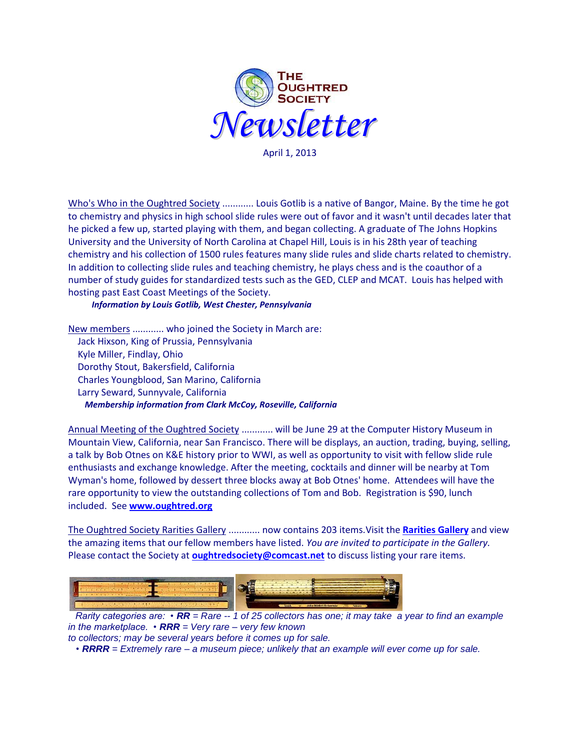# The Oughtred Society Newsletter

April 1, 2013

Who's Who in the Oughtred Society ............ Louis Gotlib is a native of Bangor, Maine. By the time he got to chemistry and physics in high school slide rules were out of favor and it wasn't until decades later that he picked a few up, started playing with them, and began collecting. A graduate of The Johns Hopkins University and the University of North Carolina at Chapel Hill, Louis is in his 28th year of teaching chemistry and his collection of 1500 rules features many slide rules and slide charts related to chemistry. In addition to collecting slide rules and teaching chemistry, he plays chess and is the coauthor of a number of study guides for standardized tests such as the GED, CLEP and MCAT. Louis has helped with hosting past East Coast Meetings of the Society.

***Information by Louis Gotlib, West Chester, Pennsylvania***

New members ............ who joined the Society in March are:

- Jack Hixson, King of Prussia, Pennsylvania
- Kyle Miller, Findlay, Ohio
- Dorothy Stout, Bakersfield, California
- Charles Youngblood, San Marino, California
- Larry Seward, Sunnyvale, California

***Membership information from Clark McCoy, Roseville, California***

Annual Meeting of the Oughtred Society ............ will be June 29 at the Computer History Museum in Mountain View, California, near San Francisco. There will be displays, an auction, trading, buying, selling, a talk by Bob Otnes on K&E history prior to WWI, as well as opportunity to visit with fellow slide rule enthusiasts and exchange knowledge. After the meeting, cocktails and dinner will be nearby at Tom Wyman's home, followed by dessert three blocks away at Bob Otnes' home. Attendees will have the rare opportunity to view the outstanding collections of Tom and Bob. Registration is $90, lunch included. See **www.oughtred.org**

The Oughtred Society Rarities Gallery ............ now contains 203 items. Visit the **Rarities Gallery** and view the amazing items that our fellow members have listed. *You are invited to participate in the Gallery.* Please contact the Society at **oughtredsociety@comcast.net** to discuss listing your rare items.

*Rarity categories are: • **RR** = Rare -- 1 of 25 collectors has one; it may take a year to find an example in the marketplace. • **RRR** = Very rare – very few known to collectors; may be several years before it comes up for sale.*
*• **RRRR** = Extremely rare – a museum piece; unlikely that an example will ever come up for sale.*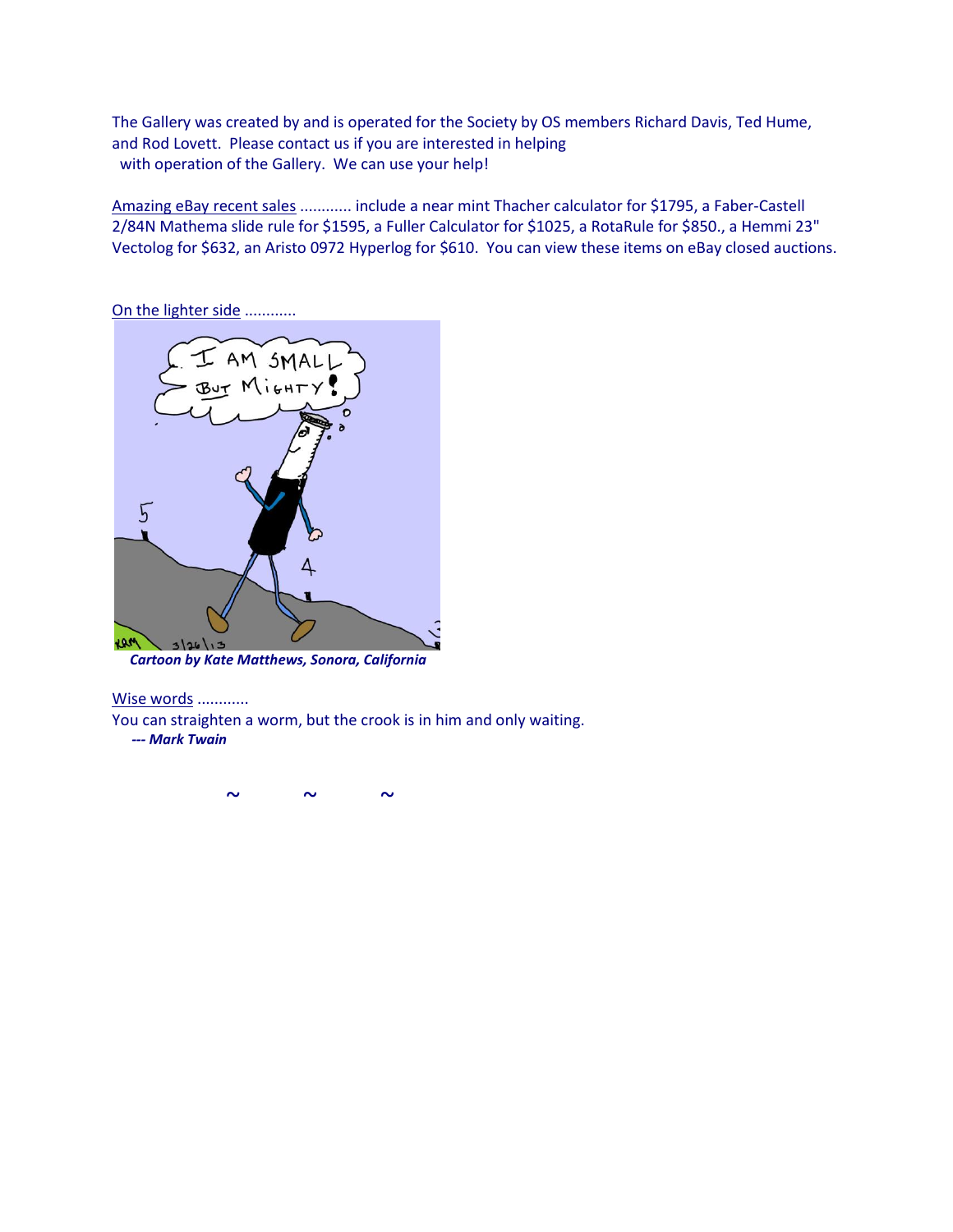The Gallery was created by and is operated for the Society by OS members Richard Davis, Ted Hume, and Rod Lovett. Please contact us if you are interested in helping with operation of the Gallery. We can use your help!

Amazing eBay recent sales ............ include a near mint Thacher calculator for $1795, a Faber-Castell 2/84N Mathema slide rule for $1595, a Fuller Calculator for $1025, a RotaRule for $850., a Hemmi 23" Vectolog for $632, an Aristo 0972 Hyperlog for $610. You can view these items on eBay closed auctions.

On the lighter side ............

***Cartoon by Kate Matthews, Sonora, California***

Wise words ............

You can straighten a worm, but the crook is in him and only waiting.

***--- Mark Twain***

~ ~ ~